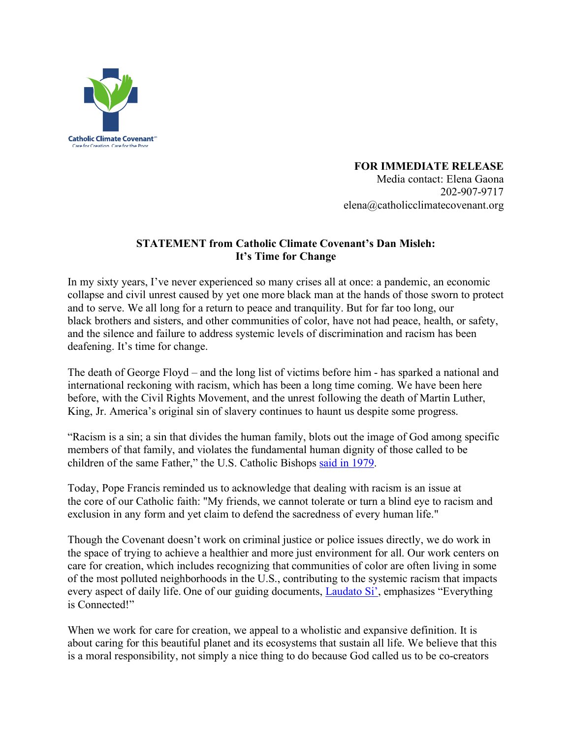Catholic Climate Covenant
Care for Creation. Care for the Poor.

**FOR IMMEDIATE RELEASE**
Media contact: Elena Gaona
202-907-9717
elena@catholicclimatecovenant.org

**STATEMENT from Catholic Climate Covenant's Dan Misleh:**
**It's Time for Change**

In my sixty years, I've never experienced so many crises all at once: a pandemic, an economic collapse and civil unrest caused by yet one more black man at the hands of those sworn to protect and to serve. We all long for a return to peace and tranquility. But for far too long, our black brothers and sisters, and other communities of color, have not had peace, health, or safety, and the silence and failure to address systemic levels of discrimination and racism has been deafening. It's time for change.

The death of George Floyd – and the long list of victims before him - has sparked a national and international reckoning with racism, which has been a long time coming. We have been here before, with the Civil Rights Movement, and the unrest following the death of Martin Luther, King, Jr. America's original sin of slavery continues to haunt us despite some progress.

"Racism is a sin; a sin that divides the human family, blots out the image of God among specific members of that family, and violates the fundamental human dignity of those called to be children of the same Father," the U.S. Catholic Bishops said in 1979.

Today, Pope Francis reminded us to acknowledge that dealing with racism is an issue at the core of our Catholic faith: "My friends, we cannot tolerate or turn a blind eye to racism and exclusion in any form and yet claim to defend the sacredness of every human life."

Though the Covenant doesn't work on criminal justice or police issues directly, we do work in the space of trying to achieve a healthier and more just environment for all. Our work centers on care for creation, which includes recognizing that communities of color are often living in some of the most polluted neighborhoods in the U.S., contributing to the systemic racism that impacts every aspect of daily life. One of our guiding documents, Laudato Si', emphasizes "Everything is Connected!"

When we work for care for creation, we appeal to a wholistic and expansive definition. It is about caring for this beautiful planet and its ecosystems that sustain all life. We believe that this is a moral responsibility, not simply a nice thing to do because God called us to be co-creators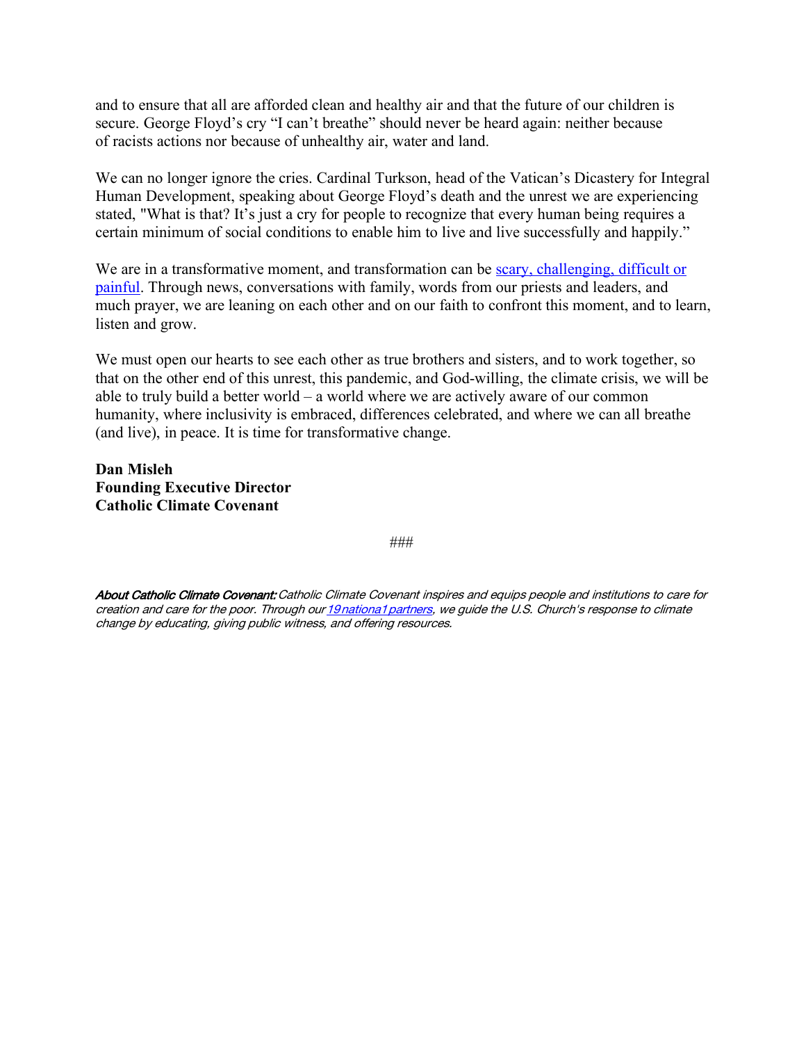and to ensure that all are afforded clean and healthy air and that the future of our children is secure. George Floyd's cry "I can't breathe" should never be heard again: neither because of racists actions nor because of unhealthy air, water and land.

We can no longer ignore the cries. Cardinal Turkson, head of the Vatican's Dicastery for Integral Human Development, speaking about George Floyd's death and the unrest we are experiencing stated, "What is that? It's just a cry for people to recognize that every human being requires a certain minimum of social conditions to enable him to live and live successfully and happily."

We are in a transformative moment, and transformation can be scary, challenging, difficult or painful. Through news, conversations with family, words from our priests and leaders, and much prayer, we are leaning on each other and on our faith to confront this moment, and to learn, listen and grow.

We must open our hearts to see each other as true brothers and sisters, and to work together, so that on the other end of this unrest, this pandemic, and God-willing, the climate crisis, we will be able to truly build a better world – a world where we are actively aware of our common humanity, where inclusivity is embraced, differences celebrated, and where we can all breathe (and live), in peace. It is time for transformative change.

**Dan Misleh**
**Founding Executive Director**
**Catholic Climate Covenant**

###

***About Catholic Climate Covenant:*** *Catholic Climate Covenant inspires and equips people and institutions to care for creation and care for the poor. Through our 19 national partners, we guide the U.S. Church's response to climate change by educating, giving public witness, and offering resources.*